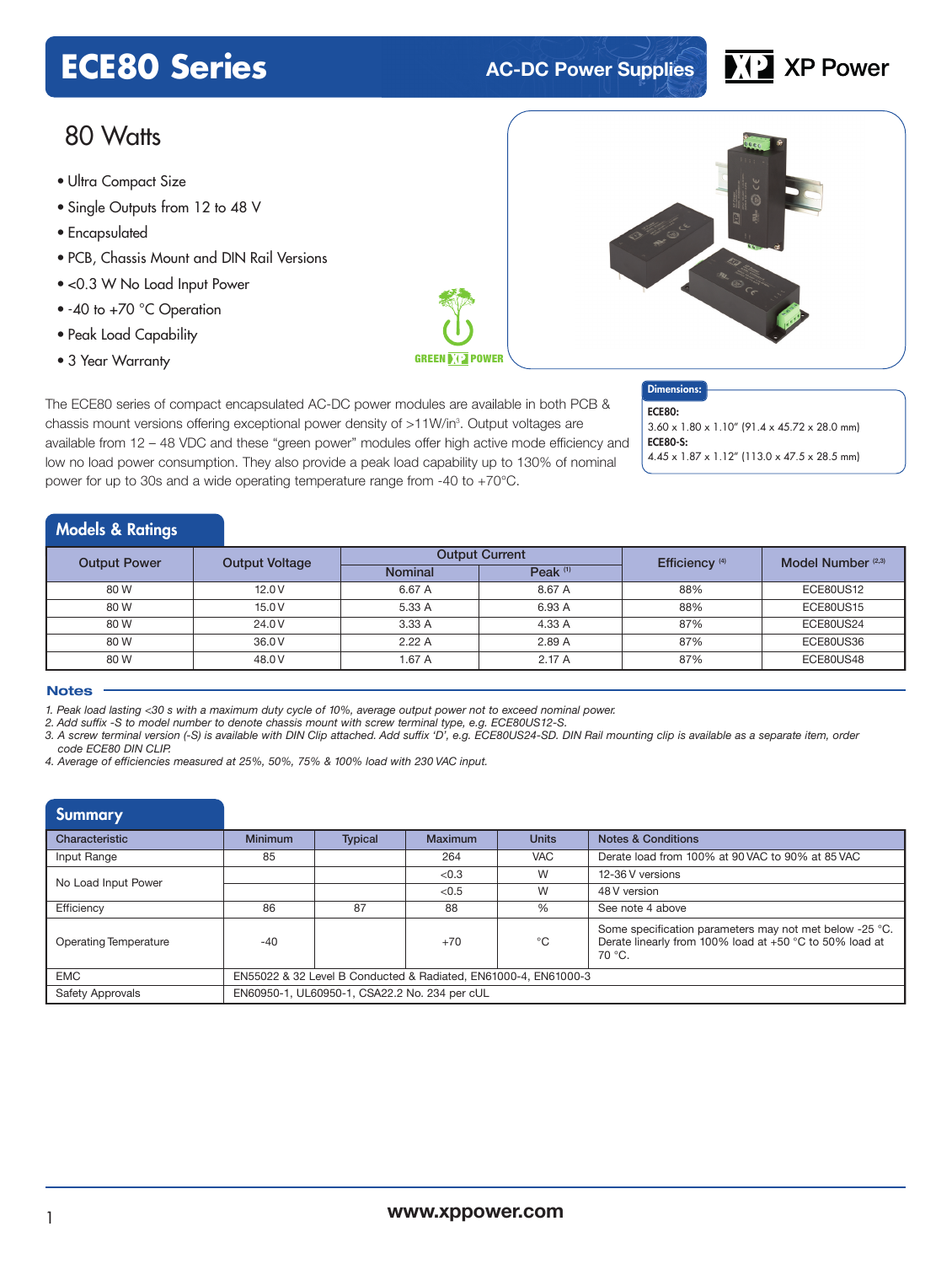# ECE80 Series

AC-DC Power Supplies

XP Power

## 80 Watts

- Ultra Compact Size
- Single Outputs from 12 to 48 V
- Encapsulated
- PCB, Chassis Mount and DIN Rail Versions
- <0.3 W No Load Input Power
- -40 to +70 °C Operation
- Peak Load Capability
- 3 Year Warranty

GREEN XP POWER

The ECE80 series of compact encapsulated AC-DC power modules are available in both PCB & chassis mount versions offering exceptional power density of >11W/in³. Output voltages are available from 12 – 48 VDC and these "green power" modules offer high active mode efficiency and low no load power consumption. They also provide a peak load capability up to 130% of nominal power for up to 30s and a wide operating temperature range from -40 to +70°C.

**Dimensions:**

**ECE80:**
3.60 x 1.80 x 1.10" (91.4 x 45.72 x 28.0 mm)

**ECE80-S:**
4.45 x 1.87 x 1.12" (113.0 x 47.5 x 28.5 mm)

## Models & Ratings

| Output Power | Output Voltage | Output Current | | Efficiency (4) | Model Number (2,3) |
|---|---|---|---|---|---|
| | | Nominal | Peak (1) | | |
| 80 W | 12.0 V | 6.67 A | 8.67 A | 88% | ECE80US12 |
| 80 W | 15.0 V | 5.33 A | 6.93 A | 88% | ECE80US15 |
| 80 W | 24.0 V | 3.33 A | 4.33 A | 87% | ECE80US24 |
| 80 W | 36.0 V | 2.22 A | 2.89 A | 87% | ECE80US36 |
| 80 W | 48.0 V | 1.67 A | 2.17 A | 87% | ECE80US48 |

### Notes

*1. Peak load lasting <30 s with a maximum duty cycle of 10%, average output power not to exceed nominal power.*
*2. Add suffix -S to model number to denote chassis mount with screw terminal type, e.g. ECE80US12-S.*
*3. A screw terminal version (-S) is available with DIN Clip attached. Add suffix 'D', e.g. ECE80US24-SD. DIN Rail mounting clip is available as a separate item, order code ECE80 DIN CLIP.*
*4. Average of efficiencies measured at 25%, 50%, 75% & 100% load with 230 VAC input.*

## Summary

| Characteristic | Minimum | Typical | Maximum | Units | Notes & Conditions |
|---|---|---|---|---|---|
| Input Range | 85 | | 264 | VAC | Derate load from 100% at 90 VAC to 90% at 85 VAC |
| No Load Input Power | | | <0.3 | W | 12-36 V versions |
| | | | <0.5 | W | 48 V version |
| Efficiency | 86 | 87 | 88 | % | See note 4 above |
| Operating Temperature | -40 | | +70 | °C | Some specification parameters may not met below -25 °C. Derate linearly from 100% load at +50 °C to 50% load at 70 °C. |
| EMC | EN55022 & 32 Level B Conducted & Radiated, EN61000-4, EN61000-3 | | | | |
| Safety Approvals | EN60950-1, UL60950-1, CSA22.2 No. 234 per cUL | | | | |

www.xppower.com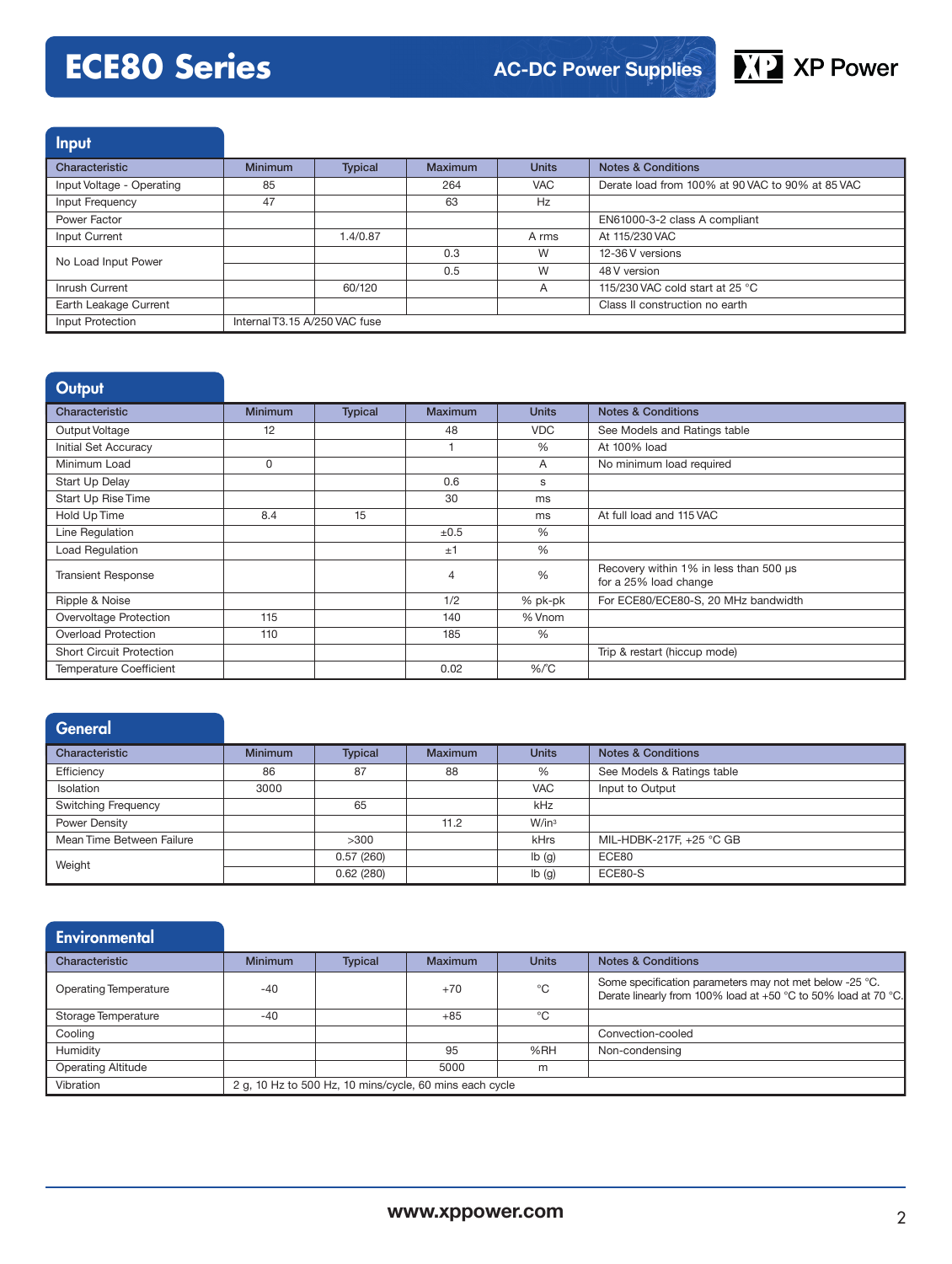## Input

| Characteristic | Minimum | Typical | Maximum | Units | Notes & Conditions |
|---|---|---|---|---|---|
| Input Voltage - Operating | 85 | | 264 | VAC | Derate load from 100% at 90 VAC to 90% at 85 VAC |
| Input Frequency | 47 | | 63 | Hz | |
| Power Factor | | | | | EN61000-3-2 class A compliant |
| Input Current | | 1.4/0.87 | | A rms | At 115/230 VAC |
| No Load Input Power | | | 0.3 | W | 12-36 V versions |
| | | | 0.5 | W | 48 V version |
| Inrush Current | | 60/120 | | A | 115/230 VAC cold start at 25 °C |
| Earth Leakage Current | | | | | Class II construction no earth |
| Input Protection | Internal T3.15 A/250 VAC fuse | | | | |

## Output

| Characteristic | Minimum | Typical | Maximum | Units | Notes & Conditions |
|---|---|---|---|---|---|
| Output Voltage | 12 | | 48 | VDC | See Models and Ratings table |
| Initial Set Accuracy | | | 1 | % | At 100% load |
| Minimum Load | 0 | | | A | No minimum load required |
| Start Up Delay | | | 0.6 | s | |
| Start Up Rise Time | | | 30 | ms | |
| Hold Up Time | 8.4 | 15 | | ms | At full load and 115 VAC |
| Line Regulation | | | ±0.5 | % | |
| Load Regulation | | | ±1 | % | |
| Transient Response | | | 4 | % | Recovery within 1% in less than 500 µs for a 25% load change |
| Ripple & Noise | | | 1/2 | % pk-pk | For ECE80/ECE80-S, 20 MHz bandwidth |
| Overvoltage Protection | 115 | | 140 | % Vnom | |
| Overload Protection | 110 | | 185 | % | |
| Short Circuit Protection | | | | | Trip & restart (hiccup mode) |
| Temperature Coefficient | | | 0.02 | %/°C | |

## General

| Characteristic | Minimum | Typical | Maximum | Units | Notes & Conditions |
|---|---|---|---|---|---|
| Efficiency | 86 | 87 | 88 | % | See Models & Ratings table |
| Isolation | 3000 | | | VAC | Input to Output |
| Switching Frequency | | 65 | | kHz | |
| Power Density | | | 11.2 | W/in³ | |
| Mean Time Between Failure | | >300 | | kHrs | MIL-HDBK-217F, +25 °C GB |
| Weight | | 0.57 (260) | | lb (g) | ECE80 |
| | | 0.62 (280) | | lb (g) | ECE80-S |

## Environmental

| Characteristic | Minimum | Typical | Maximum | Units | Notes & Conditions |
|---|---|---|---|---|---|
| Operating Temperature | -40 | | +70 | °C | Some specification parameters may not met below -25 °C. Derate linearly from 100% load at +50 °C to 50% load at 70 °C. |
| Storage Temperature | -40 | | +85 | °C | |
| Cooling | | | | | Convection-cooled |
| Humidity | | | 95 | %RH | Non-condensing |
| Operating Altitude | | | 5000 | m | |
| Vibration | 2 g, 10 Hz to 500 Hz, 10 mins/cycle, 60 mins each cycle | | | | |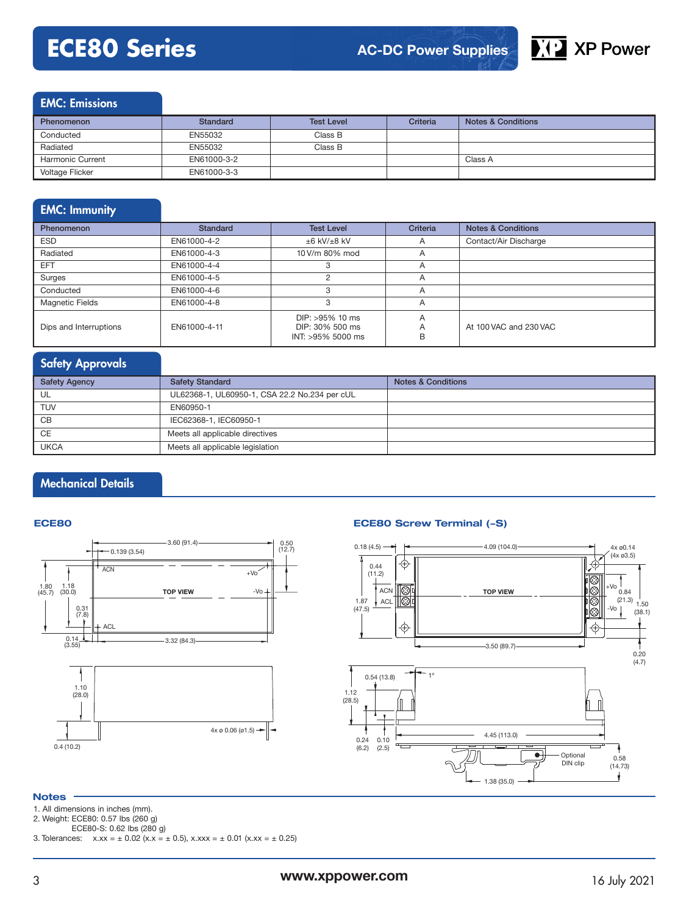## EMC: Emissions

| Phenomenon | Standard | Test Level | Criteria | Notes & Conditions |
|---|---|---|---|---|
| Conducted | EN55032 | Class B | | |
| Radiated | EN55032 | Class B | | |
| Harmonic Current | EN61000-3-2 | | | Class A |
| Voltage Flicker | EN61000-3-3 | | | |

## EMC: Immunity

| Phenomenon | Standard | Test Level | Criteria | Notes & Conditions |
|---|---|---|---|---|
| ESD | EN61000-4-2 | ±6 kV/±8 kV | A | Contact/Air Discharge |
| Radiated | EN61000-4-3 | 10 V/m 80% mod | A | |
| EFT | EN61000-4-4 | 3 | A | |
| Surges | EN61000-4-5 | 2 | A | |
| Conducted | EN61000-4-6 | 3 | A | |
| Magnetic Fields | EN61000-4-8 | 3 | A | |
| Dips and Interruptions | EN61000-4-11 | DIP: >95% 10 ms<br>DIP: 30% 500 ms<br>INT: >95% 5000 ms | A<br>A<br>B | At 100 VAC and 230 VAC |

## Safety Approvals

| Safety Agency | Safety Standard | Notes & Conditions |
|---|---|---|
| UL | UL62368-1, UL60950-1, CSA 22.2 No.234 per cUL | |
| TUV | EN60950-1 | |
| CB | IEC62368-1, IEC60950-1 | |
| CE | Meets all applicable directives | |
| UKCA | Meets all applicable legislation | |

## Mechanical Details

### ECE80

3.60 (91.4)
0.139 (3.54)
0.50 (12.7)
ACN
+Vo
TOP VIEW
-Vo
1.80 (45.7)
1.18 (30.0)
0.31 (7.8)
ACL
0.14 (3.55)
3.32 (84.3)
1.10 (28.0)
4x ø 0.06 (ø1.5)
0.4 (10.2)

### ECE80 Screw Terminal (-S)

0.18 (4.5)
4.09 (104.0)
4x ø0.14 (4x ø3.5)
0.44 (11.2)
ACN
ACL
1.87 (47.5)
TOP VIEW
+Vo
-Vo
0.84 (21.3)
1.50 (38.1)
3.50 (89.7)
0.20 (4.7)
0.54 (13.8)
1°
1.12 (28.5)
0.24 (6.2)
0.10 (2.5)
4.45 (113.0)
Optional DIN clip
0.58 (14.73)
1.38 (35.0)

### Notes

1. All dimensions in inches (mm).
2. Weight: ECE80: 0.57 lbs (260 g)
   ECE80-S: 0.62 lbs (280 g)
3. Tolerances: x.xx = ± 0.02 (x.x = ± 0.5), x.xxx = ± 0.01 (x.xx = ± 0.25)